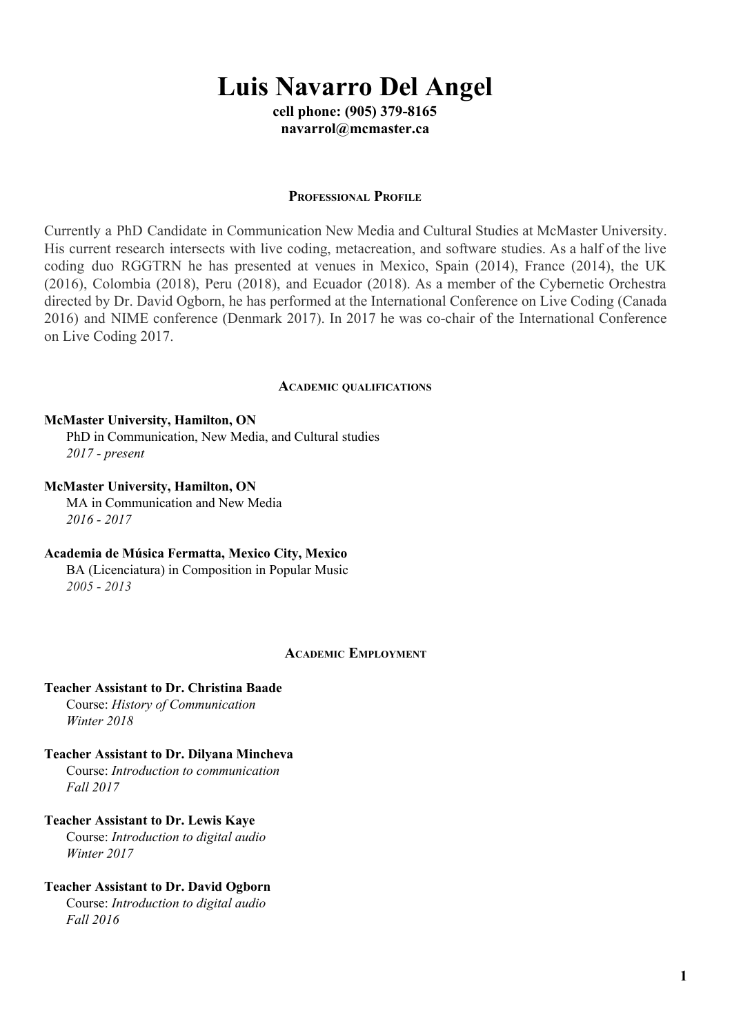# Luis Navarro Del Angel

**cell phone: (905) 379-8165**
**navarrol@mcmaster.ca**

## Professional Profile

Currently a PhD Candidate in Communication New Media and Cultural Studies at McMaster University. His current research intersects with live coding, metacreation, and software studies. As a half of the live coding duo RGGTRN he has presented at venues in Mexico, Spain (2014), France (2014), the UK (2016), Colombia (2018), Peru (2018), and Ecuador (2018). As a member of the Cybernetic Orchestra directed by Dr. David Ogborn, he has performed at the International Conference on Live Coding (Canada 2016) and NIME conference (Denmark 2017). In 2017 he was co-chair of the International Conference on Live Coding 2017.

## Academic qualifications

**McMaster University, Hamilton, ON**
PhD in Communication, New Media, and Cultural studies
*2017 - present*

**McMaster University, Hamilton, ON**
MA in Communication and New Media
*2016 - 2017*

**Academia de Música Fermatta, Mexico City, Mexico**
BA (Licenciatura) in Composition in Popular Music
*2005 - 2013*

## Academic Employment

**Teacher Assistant to Dr. Christina Baade**
Course: *History of Communication*
*Winter 2018*

**Teacher Assistant to Dr. Dilyana Mincheva**
Course: *Introduction to communication*
*Fall 2017*

**Teacher Assistant to Dr. Lewis Kaye**
Course: *Introduction to digital audio*
*Winter 2017*

**Teacher Assistant to Dr. David Ogborn**
Course: *Introduction to digital audio*
*Fall 2016*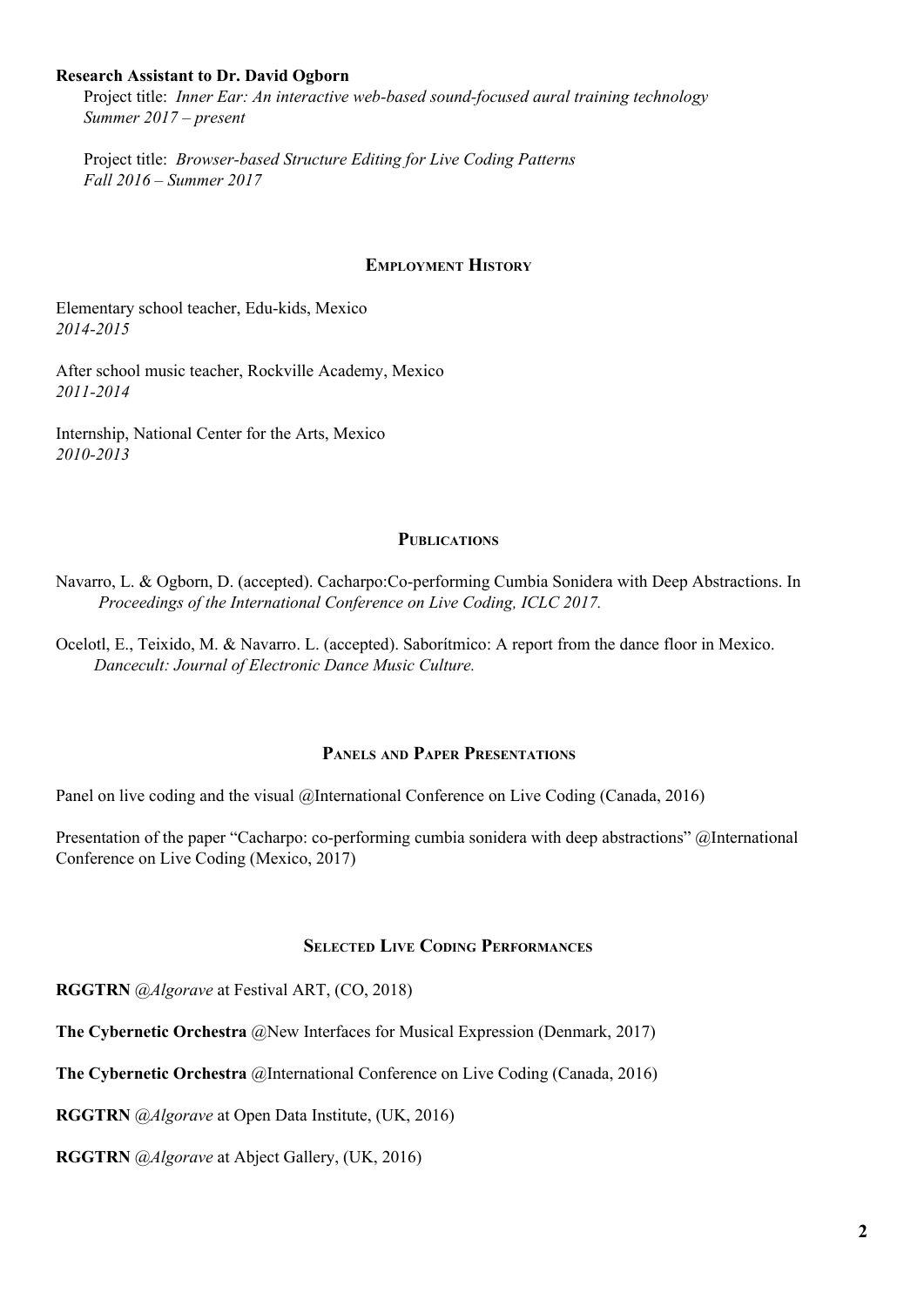**Research Assistant to Dr. David Ogborn**

Project title: *Inner Ear: An interactive web-based sound-focused aural training technology*
*Summer 2017 – present*

Project title: *Browser-based Structure Editing for Live Coding Patterns*
*Fall 2016 – Summer 2017*

## EMPLOYMENT HISTORY

Elementary school teacher, Edu-kids, Mexico
*2014-2015*

After school music teacher, Rockville Academy, Mexico
*2011-2014*

Internship, National Center for the Arts, Mexico
*2010-2013*

## PUBLICATIONS

Navarro, L. & Ogborn, D. (accepted). Cacharpo:Co-performing Cumbia Sonidera with Deep Abstractions. In *Proceedings of the International Conference on Live Coding, ICLC 2017.*

Ocelotl, E., Teixido, M. & Navarro. L. (accepted). Saborítmico: A report from the dance floor in Mexico. *Dancecult: Journal of Electronic Dance Music Culture.*

## PANELS AND PAPER PRESENTATIONS

Panel on live coding and the visual @International Conference on Live Coding (Canada, 2016)

Presentation of the paper "Cacharpo: co-performing cumbia sonidera with deep abstractions" @International Conference on Live Coding (Mexico, 2017)

## SELECTED LIVE CODING PERFORMANCES

**RGGTRN** @*Algorave* at Festival ART, (CO, 2018)

**The Cybernetic Orchestra** @New Interfaces for Musical Expression (Denmark, 2017)

**The Cybernetic Orchestra** @International Conference on Live Coding (Canada, 2016)

**RGGTRN** @*Algorave* at Open Data Institute, (UK, 2016)

**RGGTRN** @*Algorave* at Abject Gallery, (UK, 2016)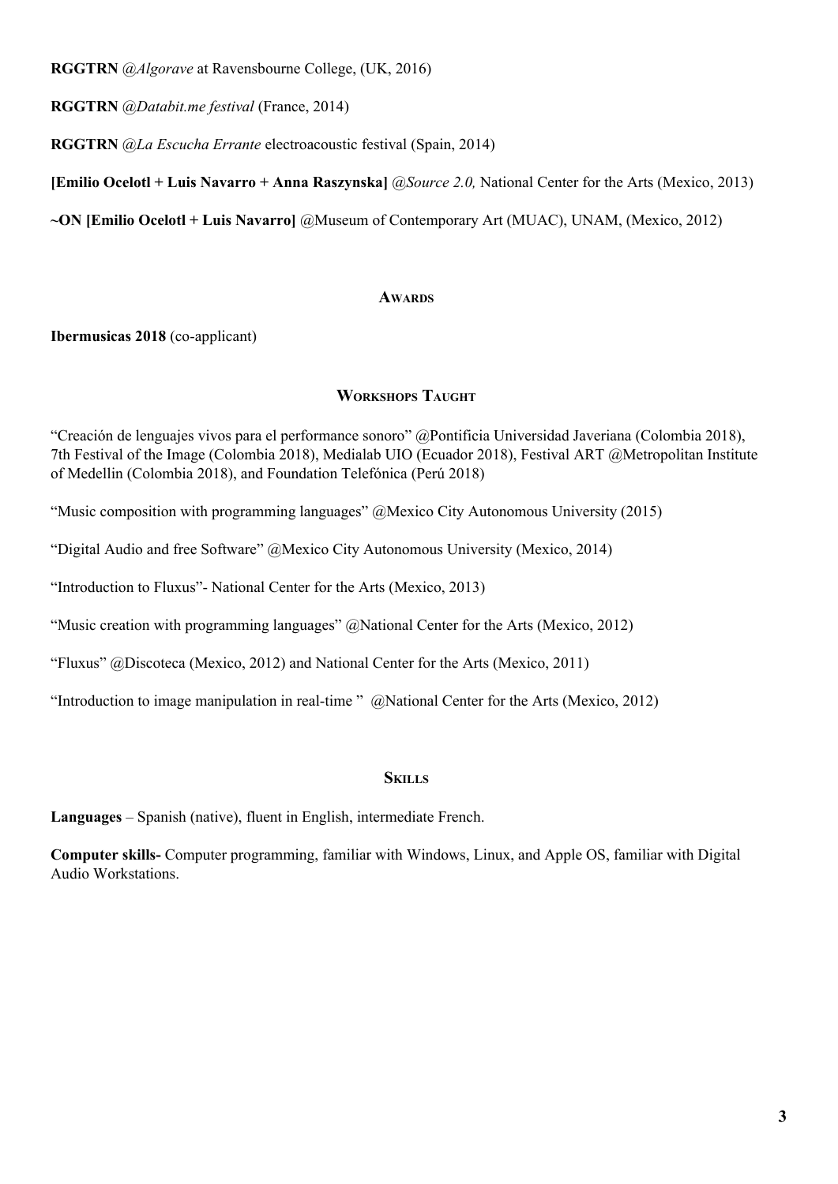**RGGTRN** @*Algorave* at Ravensbourne College, (UK, 2016)

**RGGTRN** @*Databit.me festival* (France, 2014)

**RGGTRN** @*La Escucha Errante* electroacoustic festival (Spain, 2014)

**[Emilio Ocelotl + Luis Navarro + Anna Raszynska]** @*Source 2.0,* National Center for the Arts (Mexico, 2013)

**~ON [Emilio Ocelotl + Luis Navarro]** @Museum of Contemporary Art (MUAC), UNAM, (Mexico, 2012)

## Awards

**Ibermusicas 2018** (co-applicant)

## Workshops Taught

"Creación de lenguajes vivos para el performance sonoro" @Pontificia Universidad Javeriana (Colombia 2018), 7th Festival of the Image (Colombia 2018), Medialab UIO (Ecuador 2018), Festival ART @Metropolitan Institute of Medellin (Colombia 2018), and Foundation Telefónica (Perú 2018)

"Music composition with programming languages" @Mexico City Autonomous University (2015)

"Digital Audio and free Software" @Mexico City Autonomous University (Mexico, 2014)

"Introduction to Fluxus"- National Center for the Arts (Mexico, 2013)

"Music creation with programming languages" @National Center for the Arts (Mexico, 2012)

"Fluxus" @Discoteca (Mexico, 2012) and National Center for the Arts (Mexico, 2011)

"Introduction to image manipulation in real-time " @National Center for the Arts (Mexico, 2012)

## Skills

**Languages** – Spanish (native), fluent in English, intermediate French.

**Computer skills-** Computer programming, familiar with Windows, Linux, and Apple OS, familiar with Digital Audio Workstations.